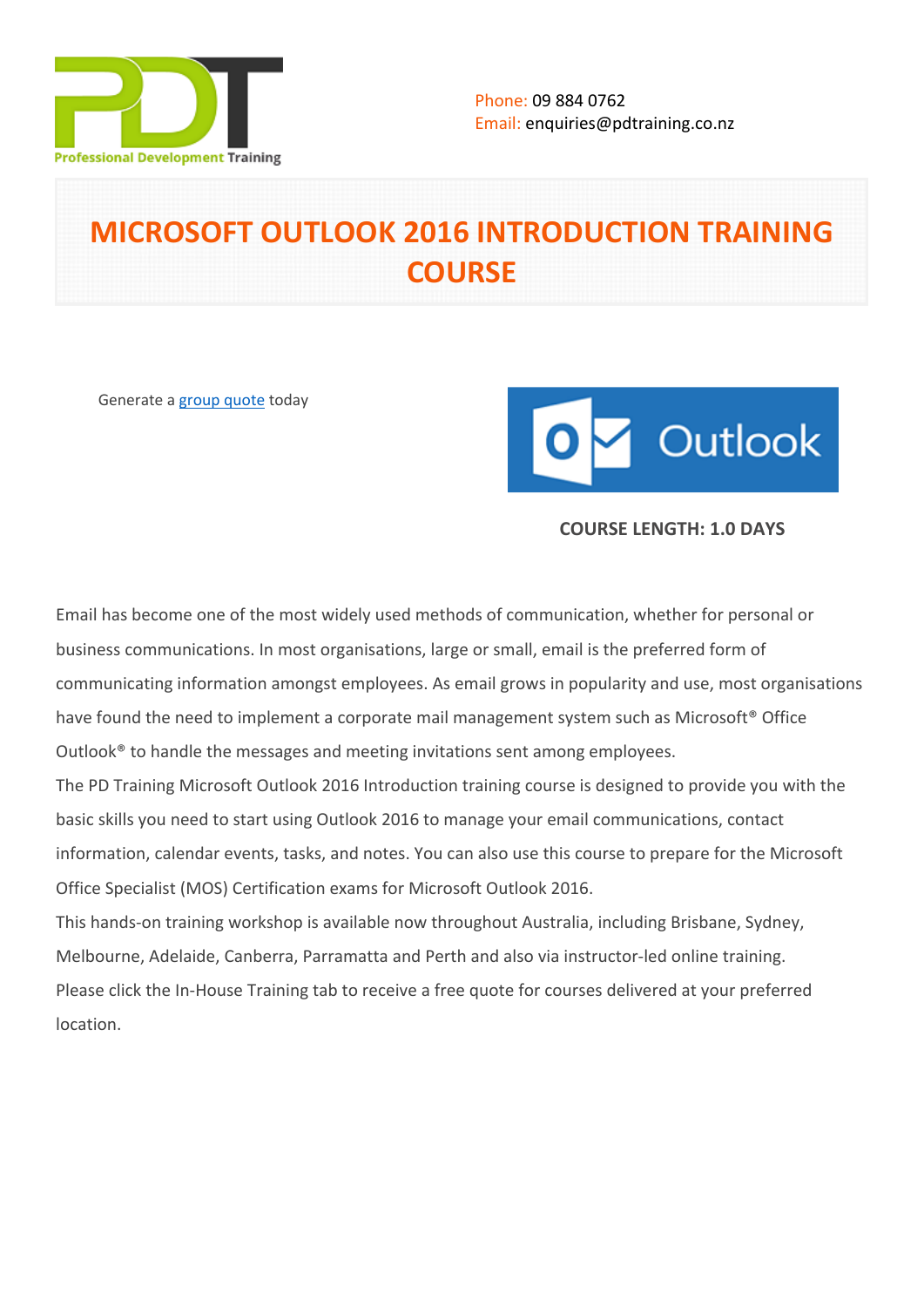Phone: 09 884 0762
Email: enquiries@pdtraining.co.nz

# MICROSOFT OUTLOOK 2016 INTRODUCTION TRAINING COURSE

Generate a group quote today

**COURSE LENGTH: 1.0 DAYS**

Email has become one of the most widely used methods of communication, whether for personal or business communications. In most organisations, large or small, email is the preferred form of communicating information amongst employees. As email grows in popularity and use, most organisations have found the need to implement a corporate mail management system such as Microsoft® Office Outlook® to handle the messages and meeting invitations sent among employees.

The PD Training Microsoft Outlook 2016 Introduction training course is designed to provide you with the basic skills you need to start using Outlook 2016 to manage your email communications, contact information, calendar events, tasks, and notes. You can also use this course to prepare for the Microsoft Office Specialist (MOS) Certification exams for Microsoft Outlook 2016.

This hands-on training workshop is available now throughout Australia, including Brisbane, Sydney, Melbourne, Adelaide, Canberra, Parramatta and Perth and also via instructor-led online training.

Please click the In-House Training tab to receive a free quote for courses delivered at your preferred location.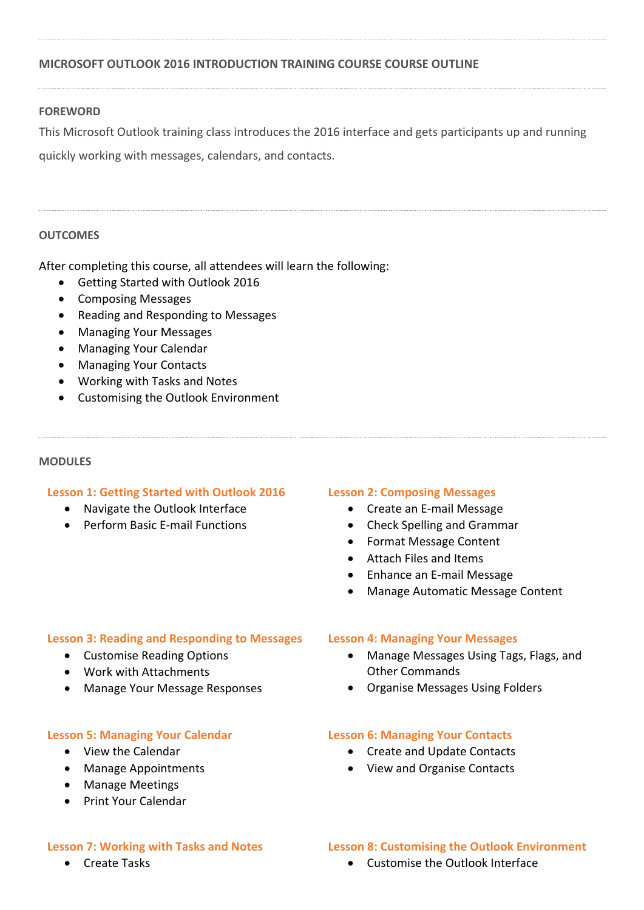## MICROSOFT OUTLOOK 2016 INTRODUCTION TRAINING COURSE COURSE OUTLINE

### FOREWORD

This Microsoft Outlook training class introduces the 2016 interface and gets participants up and running quickly working with messages, calendars, and contacts.

### OUTCOMES

After completing this course, all attendees will learn the following:

- Getting Started with Outlook 2016
- Composing Messages
- Reading and Responding to Messages
- Managing Your Messages
- Managing Your Calendar
- Managing Your Contacts
- Working with Tasks and Notes
- Customising the Outlook Environment

### MODULES

#### Lesson 1: Getting Started with Outlook 2016

- Navigate the Outlook Interface
- Perform Basic E-mail Functions

#### Lesson 2: Composing Messages

- Create an E-mail Message
- Check Spelling and Grammar
- Format Message Content
- Attach Files and Items
- Enhance an E-mail Message
- Manage Automatic Message Content

#### Lesson 3: Reading and Responding to Messages

- Customise Reading Options
- Work with Attachments
- Manage Your Message Responses

#### Lesson 4: Managing Your Messages

- Manage Messages Using Tags, Flags, and Other Commands
- Organise Messages Using Folders

#### Lesson 5: Managing Your Calendar

- View the Calendar
- Manage Appointments
- Manage Meetings
- Print Your Calendar

#### Lesson 6: Managing Your Contacts

- Create and Update Contacts
- View and Organise Contacts

#### Lesson 7: Working with Tasks and Notes

- Create Tasks

#### Lesson 8: Customising the Outlook Environment

- Customise the Outlook Interface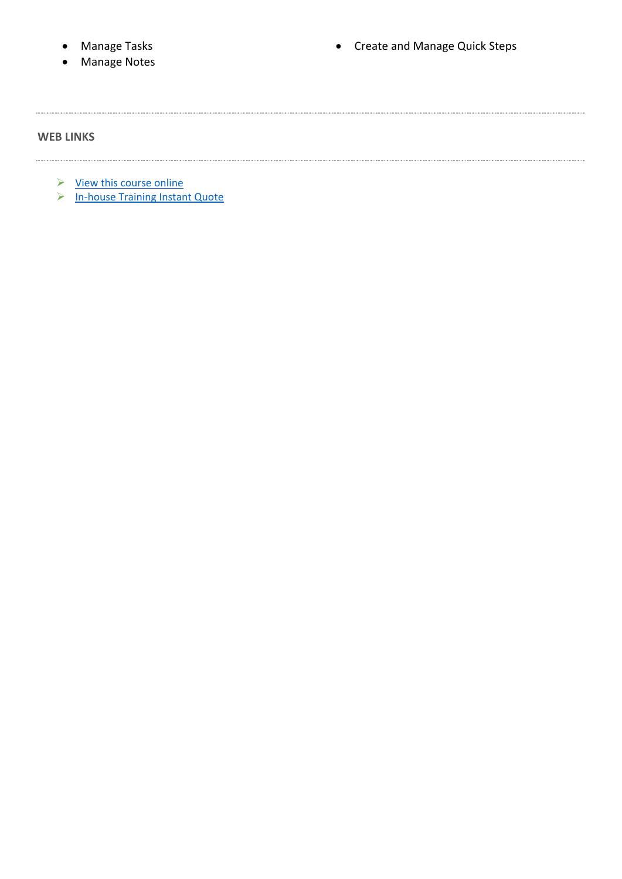- Manage Tasks
- Manage Notes
- Create and Manage Quick Steps

## WEB LINKS

- View this course online
- In-house Training Instant Quote